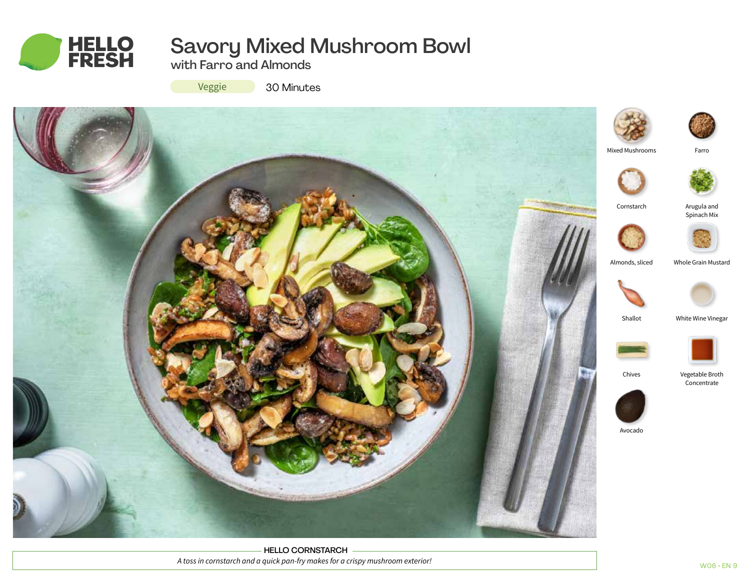# Savory Mixed Mushroom Bowl

## with Farro and Almonds

Veggie | 30 Minutes

- Mixed Mushrooms
- Farro
- Cornstarch
- Arugula and Spinach Mix
- Almonds, sliced
- Whole Grain Mustard
- Shallot
- White Wine Vinegar
- Chives
- Vegetable Broth Concentrate
- Avocado

**HELLO CORNSTARCH**

*A toss in cornstarch and a quick pan-fry makes for a crispy mushroom exterior!*

W08 • EN 9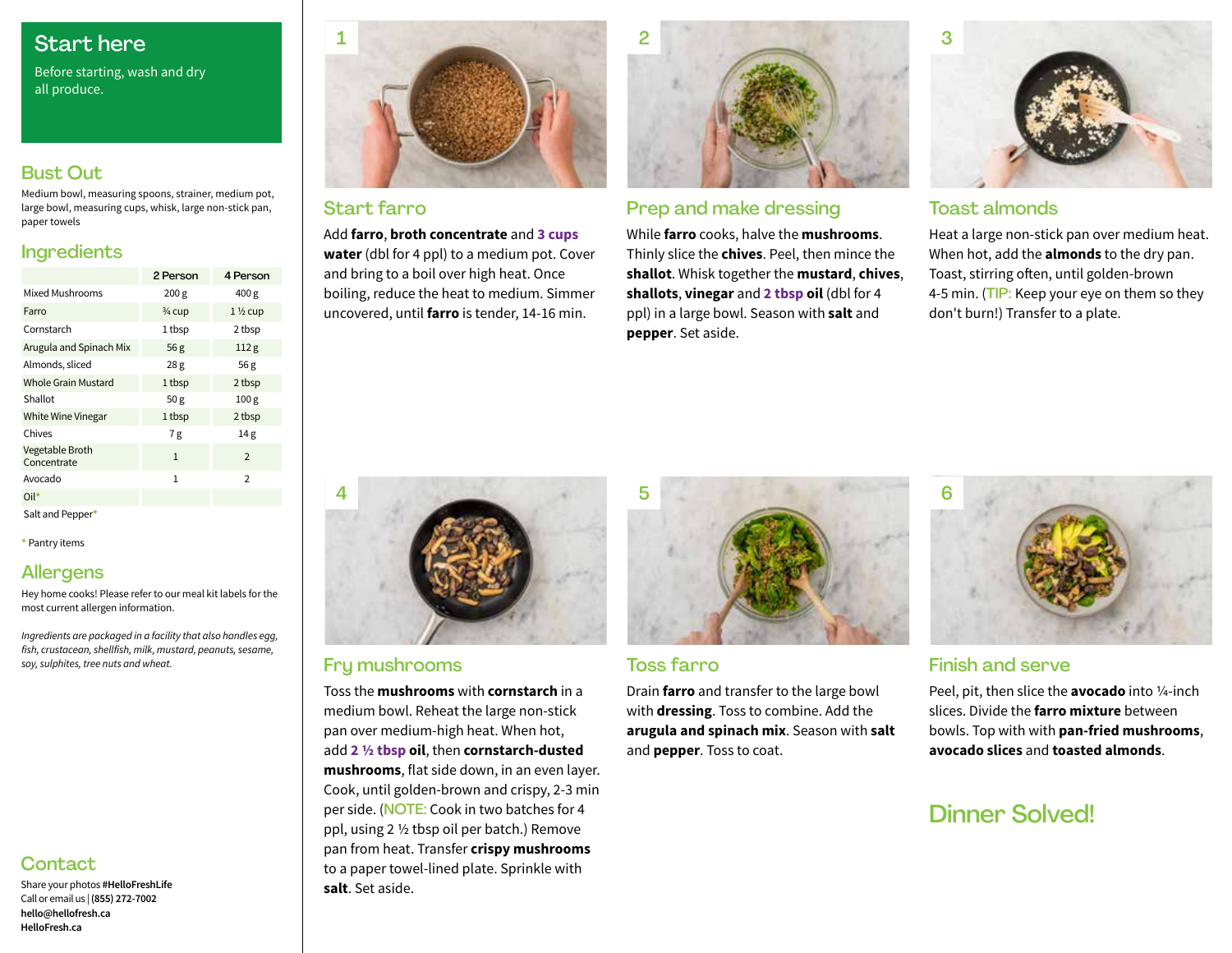## Start here

Before starting, wash and dry all produce.

## Bust Out

Medium bowl, measuring spoons, strainer, medium pot, large bowl, measuring cups, whisk, large non-stick pan, paper towels

## Ingredients

| | 2 Person | 4 Person |
|---|---|---|
| Mixed Mushrooms | 200 g | 400 g |
| Farro | ¾ cup | 1 ½ cup |
| Cornstarch | 1 tbsp | 2 tbsp |
| Arugula and Spinach Mix | 56 g | 112 g |
| Almonds, sliced | 28 g | 56 g |
| Whole Grain Mustard | 1 tbsp | 2 tbsp |
| Shallot | 50 g | 100 g |
| White Wine Vinegar | 1 tbsp | 2 tbsp |
| Chives | 7 g | 14 g |
| Vegetable Broth Concentrate | 1 | 2 |
| Avocado | 1 | 2 |
| Oil* | | |
| Salt and Pepper* | | |

* Pantry items

## Allergens

Hey home cooks! Please refer to our meal kit labels for the most current allergen information.

*Ingredients are packaged in a facility that also handles egg, fish, crustacean, shellfish, milk, mustard, peanuts, sesame, soy, sulphites, tree nuts and wheat.*

## Contact

Share your photos **#HelloFreshLife**
Call or email us | **(855) 272-7002**
**hello@hellofresh.ca**
**HelloFresh.ca**

## 1 Start farro

Add **farro**, **broth concentrate** and **3 cups water** (dbl for 4 ppl) to a medium pot. Cover and bring to a boil over high heat. Once boiling, reduce the heat to medium. Simmer uncovered, until **farro** is tender, 14-16 min.

## 2 Prep and make dressing

While **farro** cooks, halve the **mushrooms**. Thinly slice the **chives**. Peel, then mince the **shallot**. Whisk together the **mustard**, **chives**, **shallots**, **vinegar** and **2 tbsp oil** (dbl for 4 ppl) in a large bowl. Season with **salt** and **pepper**. Set aside.

## 3 Toast almonds

Heat a large non-stick pan over medium heat. When hot, add the **almonds** to the dry pan. Toast, stirring often, until golden-brown 4-5 min. (TIP: Keep your eye on them so they don't burn!) Transfer to a plate.

## 4 Fry mushrooms

Toss the **mushrooms** with **cornstarch** in a medium bowl. Reheat the large non-stick pan over medium-high heat. When hot, add **2 ½ tbsp oil**, then **cornstarch-dusted mushrooms**, flat side down, in an even layer. Cook, until golden-brown and crispy, 2-3 min per side. (NOTE: Cook in two batches for 4 ppl, using 2 ½ tbsp oil per batch.) Remove pan from heat. Transfer **crispy mushrooms** to a paper towel-lined plate. Sprinkle with **salt**. Set aside.

## 5 Toss farro

Drain **farro** and transfer to the large bowl with **dressing**. Toss to combine. Add the **arugula and spinach mix**. Season with **salt** and **pepper**. Toss to coat.

## 6 Finish and serve

Peel, pit, then slice the **avocado** into ¼-inch slices. Divide the **farro mixture** between bowls. Top with with **pan-fried mushrooms**, **avocado slices** and **toasted almonds**.

## Dinner Solved!